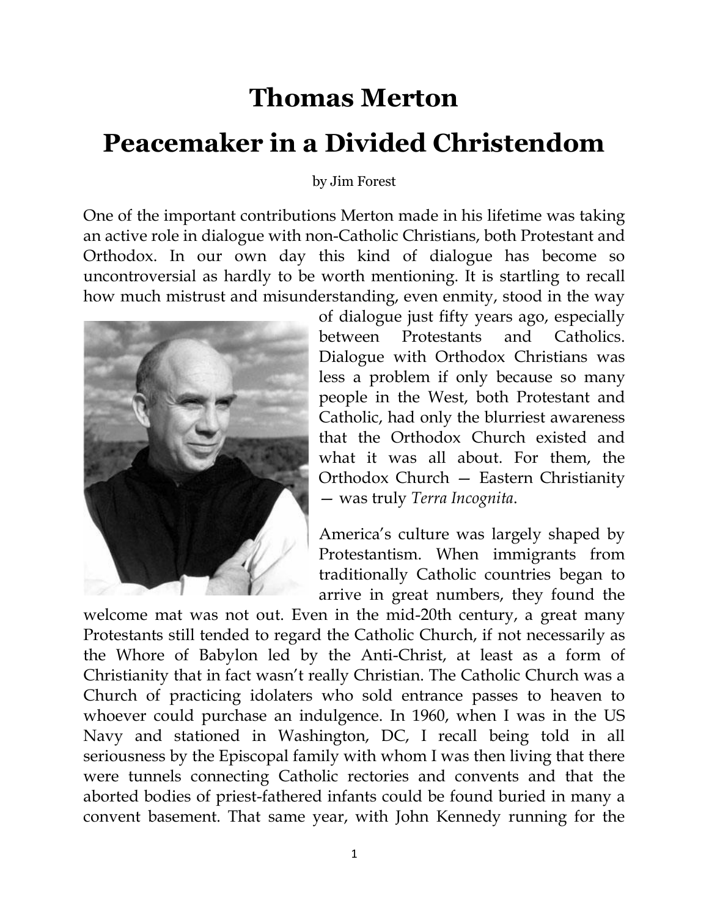# Thomas Merton

# Peacemaker in a Divided Christendom

by Jim Forest

One of the important contributions Merton made in his lifetime was taking an active role in dialogue with non-Catholic Christians, both Protestant and Orthodox. In our own day this kind of dialogue has become so uncontroversial as hardly to be worth mentioning. It is startling to recall how much mistrust and misunderstanding, even enmity, stood in the way of dialogue just fifty years ago, especially between Protestants and Catholics. Dialogue with Orthodox Christians was less a problem if only because so many people in the West, both Protestant and Catholic, had only the blurriest awareness that the Orthodox Church existed and what it was all about. For them, the Orthodox Church — Eastern Christianity — was truly *Terra Incognita*.

America's culture was largely shaped by Protestantism. When immigrants from traditionally Catholic countries began to arrive in great numbers, they found the welcome mat was not out. Even in the mid-20th century, a great many Protestants still tended to regard the Catholic Church, if not necessarily as the Whore of Babylon led by the Anti-Christ, at least as a form of Christianity that in fact wasn't really Christian. The Catholic Church was a Church of practicing idolaters who sold entrance passes to heaven to whoever could purchase an indulgence. In 1960, when I was in the US Navy and stationed in Washington, DC, I recall being told in all seriousness by the Episcopal family with whom I was then living that there were tunnels connecting Catholic rectories and convents and that the aborted bodies of priest-fathered infants could be found buried in many a convent basement. That same year, with John Kennedy running for the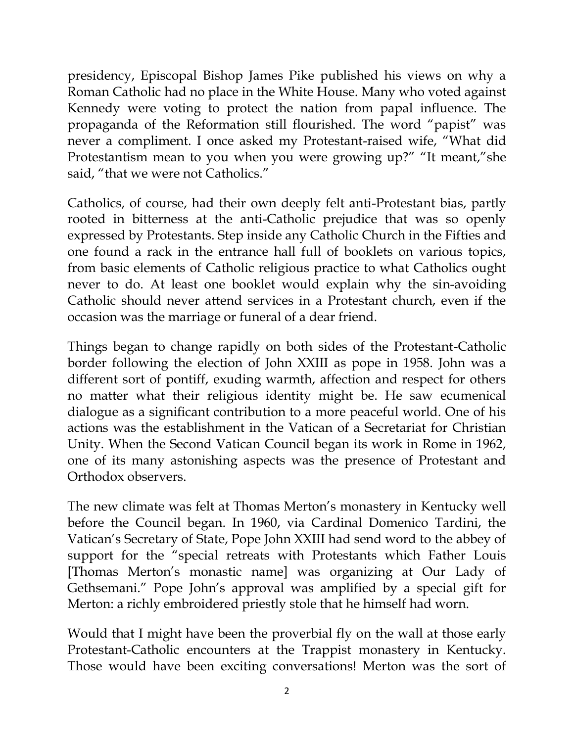presidency, Episcopal Bishop James Pike published his views on why a Roman Catholic had no place in the White House. Many who voted against Kennedy were voting to protect the nation from papal influence. The propaganda of the Reformation still flourished. The word "papist" was never a compliment. I once asked my Protestant-raised wife, "What did Protestantism mean to you when you were growing up?" "It meant,"she said, "that we were not Catholics."

Catholics, of course, had their own deeply felt anti-Protestant bias, partly rooted in bitterness at the anti-Catholic prejudice that was so openly expressed by Protestants. Step inside any Catholic Church in the Fifties and one found a rack in the entrance hall full of booklets on various topics, from basic elements of Catholic religious practice to what Catholics ought never to do. At least one booklet would explain why the sin-avoiding Catholic should never attend services in a Protestant church, even if the occasion was the marriage or funeral of a dear friend.

Things began to change rapidly on both sides of the Protestant-Catholic border following the election of John XXIII as pope in 1958. John was a different sort of pontiff, exuding warmth, affection and respect for others no matter what their religious identity might be. He saw ecumenical dialogue as a significant contribution to a more peaceful world. One of his actions was the establishment in the Vatican of a Secretariat for Christian Unity. When the Second Vatican Council began its work in Rome in 1962, one of its many astonishing aspects was the presence of Protestant and Orthodox observers.

The new climate was felt at Thomas Merton's monastery in Kentucky well before the Council began. In 1960, via Cardinal Domenico Tardini, the Vatican's Secretary of State, Pope John XXIII had send word to the abbey of support for the "special retreats with Protestants which Father Louis [Thomas Merton's monastic name] was organizing at Our Lady of Gethsemani." Pope John's approval was amplified by a special gift for Merton: a richly embroidered priestly stole that he himself had worn.

Would that I might have been the proverbial fly on the wall at those early Protestant-Catholic encounters at the Trappist monastery in Kentucky. Those would have been exciting conversations! Merton was the sort of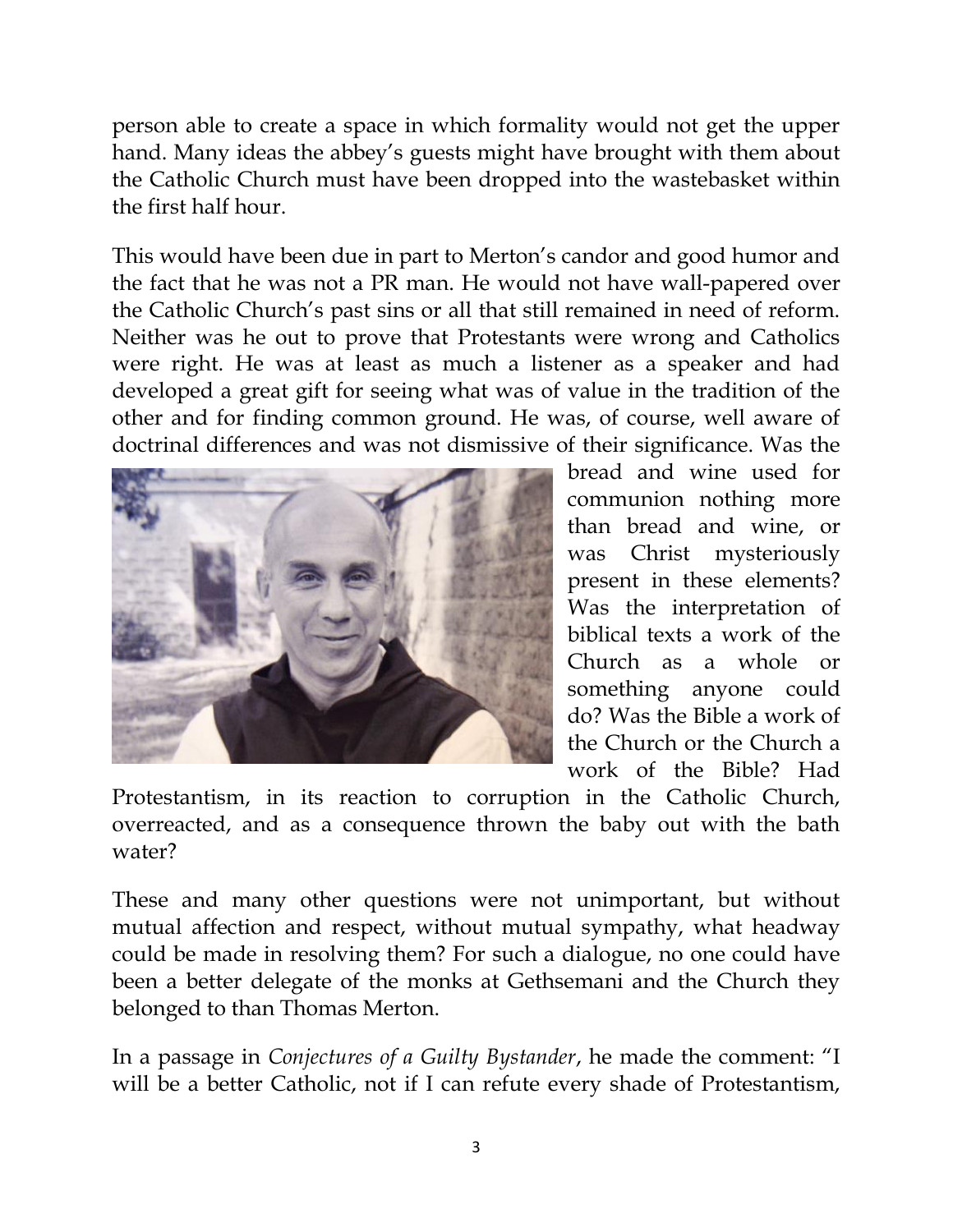person able to create a space in which formality would not get the upper hand. Many ideas the abbey's guests might have brought with them about the Catholic Church must have been dropped into the wastebasket within the first half hour.

This would have been due in part to Merton's candor and good humor and the fact that he was not a PR man. He would not have wall-papered over the Catholic Church's past sins or all that still remained in need of reform. Neither was he out to prove that Protestants were wrong and Catholics were right. He was at least as much a listener as a speaker and had developed a great gift for seeing what was of value in the tradition of the other and for finding common ground. He was, of course, well aware of doctrinal differences and was not dismissive of their significance. Was the bread and wine used for communion nothing more than bread and wine, or was Christ mysteriously present in these elements? Was the interpretation of biblical texts a work of the Church as a whole or something anyone could do? Was the Bible a work of the Church or the Church a work of the Bible? Had Protestantism, in its reaction to corruption in the Catholic Church, overreacted, and as a consequence thrown the baby out with the bath water?

These and many other questions were not unimportant, but without mutual affection and respect, without mutual sympathy, what headway could be made in resolving them? For such a dialogue, no one could have been a better delegate of the monks at Gethsemani and the Church they belonged to than Thomas Merton.

In a passage in *Conjectures of a Guilty Bystander*, he made the comment: "I will be a better Catholic, not if I can refute every shade of Protestantism,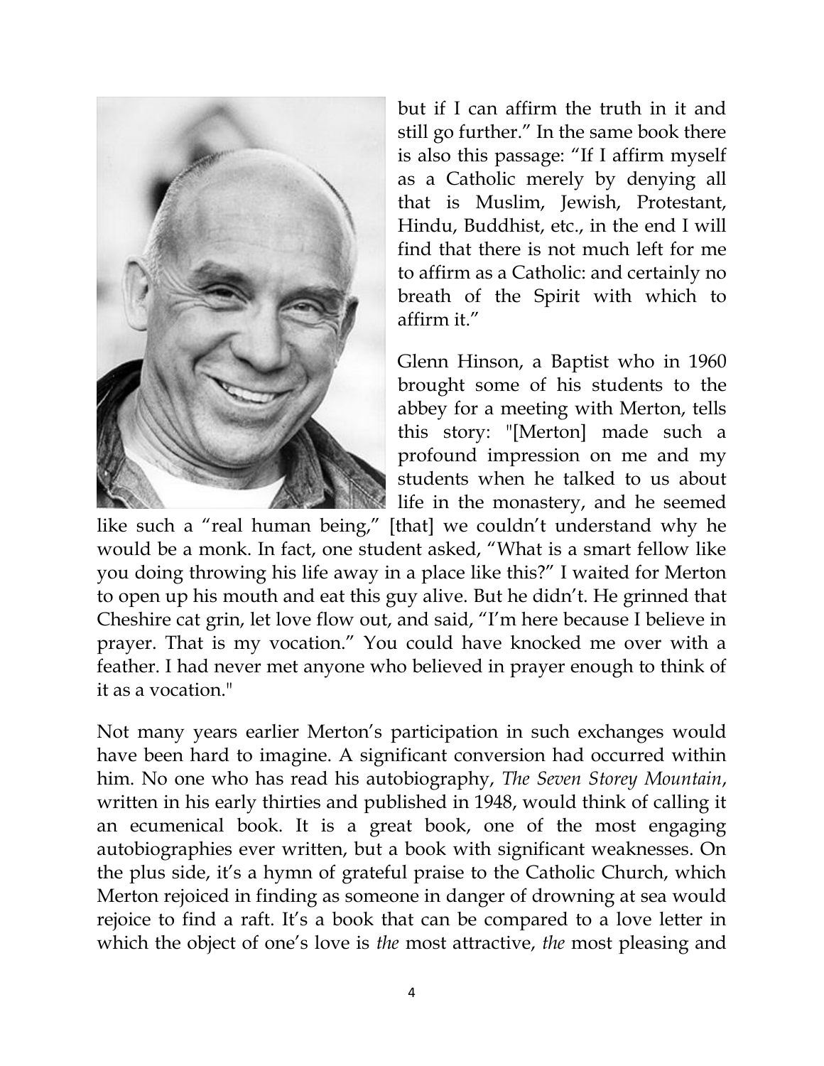but if I can affirm the truth in it and still go further." In the same book there is also this passage: "If I affirm myself as a Catholic merely by denying all that is Muslim, Jewish, Protestant, Hindu, Buddhist, etc., in the end I will find that there is not much left for me to affirm as a Catholic: and certainly no breath of the Spirit with which to affirm it."

Glenn Hinson, a Baptist who in 1960 brought some of his students to the abbey for a meeting with Merton, tells this story: "[Merton] made such a profound impression on me and my students when he talked to us about life in the monastery, and he seemed like such a "real human being," [that] we couldn't understand why he would be a monk. In fact, one student asked, "What is a smart fellow like you doing throwing his life away in a place like this?" I waited for Merton to open up his mouth and eat this guy alive. But he didn't. He grinned that Cheshire cat grin, let love flow out, and said, "I'm here because I believe in prayer. That is my vocation." You could have knocked me over with a feather. I had never met anyone who believed in prayer enough to think of it as a vocation."

Not many years earlier Merton's participation in such exchanges would have been hard to imagine. A significant conversion had occurred within him. No one who has read his autobiography, *The Seven Storey Mountain*, written in his early thirties and published in 1948, would think of calling it an ecumenical book. It is a great book, one of the most engaging autobiographies ever written, but a book with significant weaknesses. On the plus side, it's a hymn of grateful praise to the Catholic Church, which Merton rejoiced in finding as someone in danger of drowning at sea would rejoice to find a raft. It's a book that can be compared to a love letter in which the object of one's love is *the* most attractive, *the* most pleasing and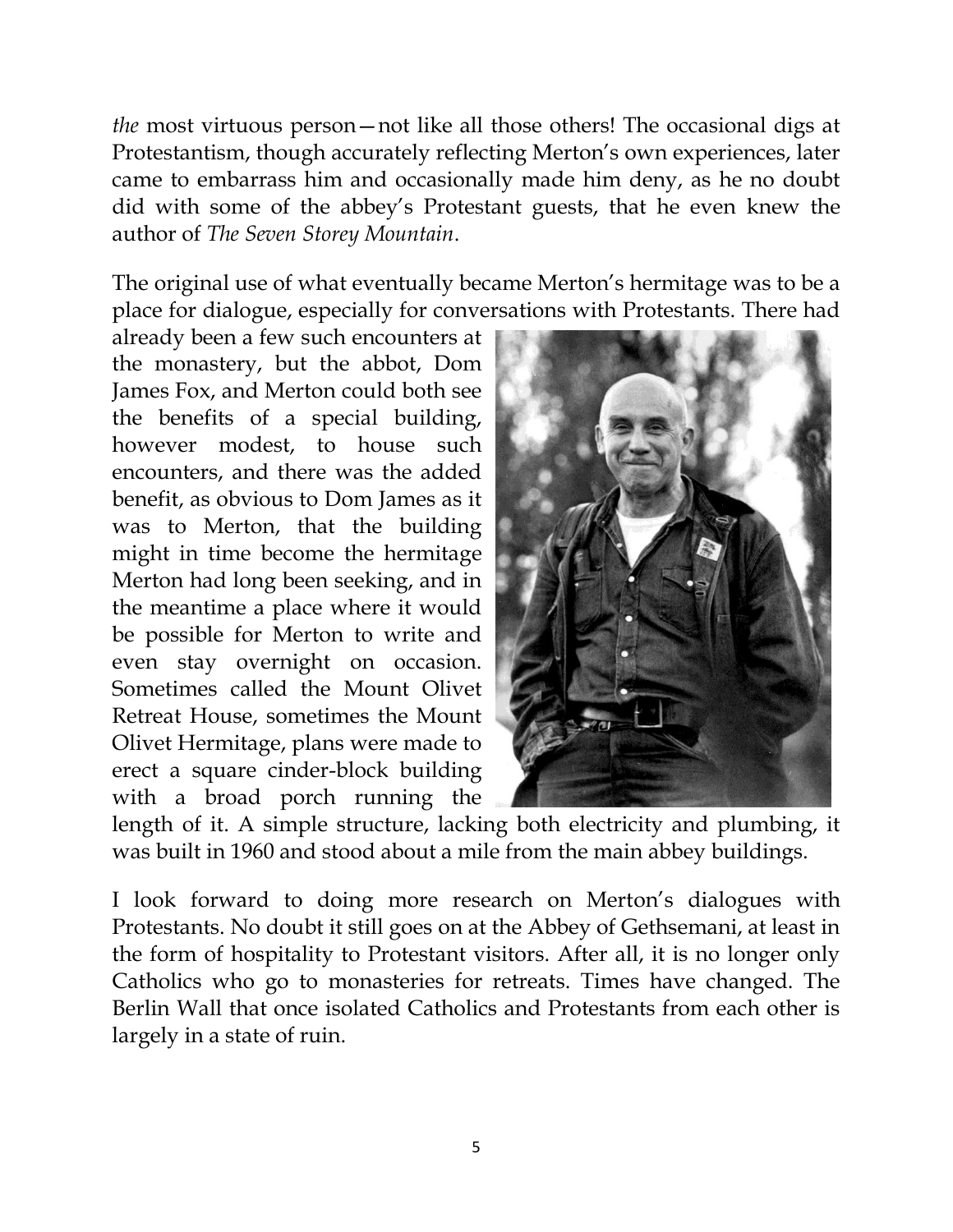*the* most virtuous person—not like all those others! The occasional digs at Protestantism, though accurately reflecting Merton's own experiences, later came to embarrass him and occasionally made him deny, as he no doubt did with some of the abbey's Protestant guests, that he even knew the author of *The Seven Storey Mountain*.

The original use of what eventually became Merton's hermitage was to be a place for dialogue, especially for conversations with Protestants. There had already been a few such encounters at the monastery, but the abbot, Dom James Fox, and Merton could both see the benefits of a special building, however modest, to house such encounters, and there was the added benefit, as obvious to Dom James as it was to Merton, that the building might in time become the hermitage Merton had long been seeking, and in the meantime a place where it would be possible for Merton to write and even stay overnight on occasion. Sometimes called the Mount Olivet Retreat House, sometimes the Mount Olivet Hermitage, plans were made to erect a square cinder-block building with a broad porch running the length of it. A simple structure, lacking both electricity and plumbing, it was built in 1960 and stood about a mile from the main abbey buildings.

I look forward to doing more research on Merton's dialogues with Protestants. No doubt it still goes on at the Abbey of Gethsemani, at least in the form of hospitality to Protestant visitors. After all, it is no longer only Catholics who go to monasteries for retreats. Times have changed. The Berlin Wall that once isolated Catholics and Protestants from each other is largely in a state of ruin.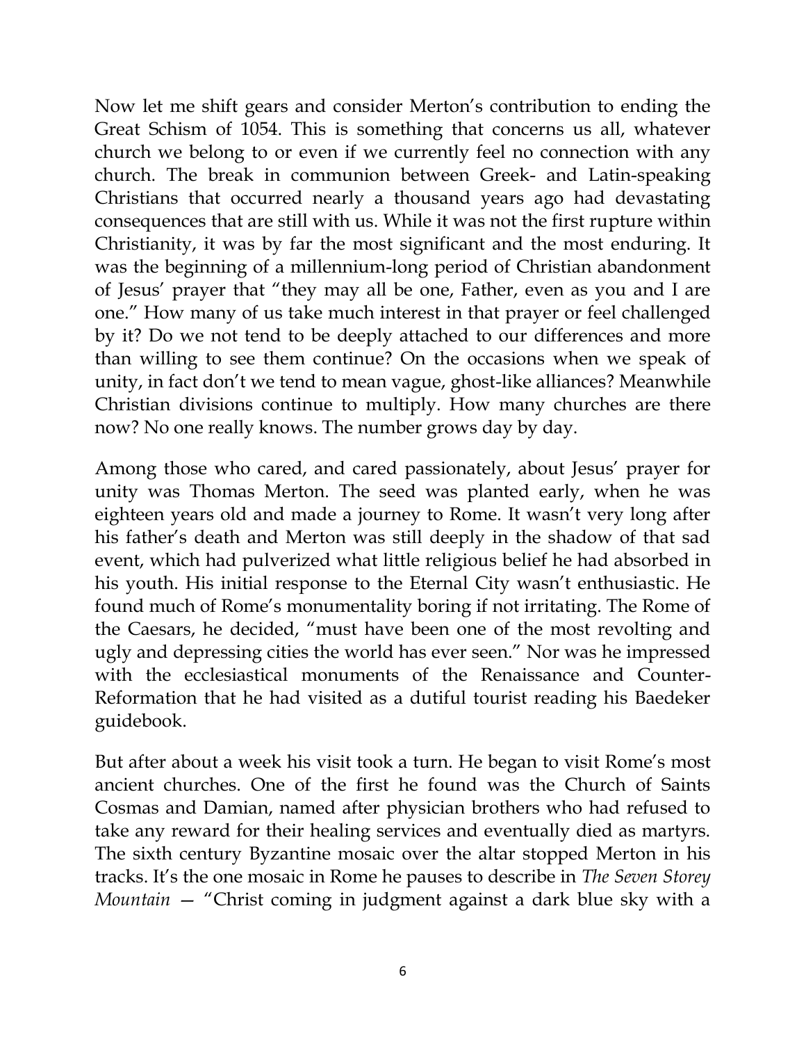Now let me shift gears and consider Merton's contribution to ending the Great Schism of 1054. This is something that concerns us all, whatever church we belong to or even if we currently feel no connection with any church. The break in communion between Greek- and Latin-speaking Christians that occurred nearly a thousand years ago had devastating consequences that are still with us. While it was not the first rupture within Christianity, it was by far the most significant and the most enduring. It was the beginning of a millennium-long period of Christian abandonment of Jesus' prayer that "they may all be one, Father, even as you and I are one." How many of us take much interest in that prayer or feel challenged by it? Do we not tend to be deeply attached to our differences and more than willing to see them continue? On the occasions when we speak of unity, in fact don't we tend to mean vague, ghost-like alliances? Meanwhile Christian divisions continue to multiply. How many churches are there now? No one really knows. The number grows day by day.

Among those who cared, and cared passionately, about Jesus' prayer for unity was Thomas Merton. The seed was planted early, when he was eighteen years old and made a journey to Rome. It wasn't very long after his father's death and Merton was still deeply in the shadow of that sad event, which had pulverized what little religious belief he had absorbed in his youth. His initial response to the Eternal City wasn't enthusiastic. He found much of Rome's monumentality boring if not irritating. The Rome of the Caesars, he decided, "must have been one of the most revolting and ugly and depressing cities the world has ever seen." Nor was he impressed with the ecclesiastical monuments of the Renaissance and Counter-Reformation that he had visited as a dutiful tourist reading his Baedeker guidebook.

But after about a week his visit took a turn. He began to visit Rome's most ancient churches. One of the first he found was the Church of Saints Cosmas and Damian, named after physician brothers who had refused to take any reward for their healing services and eventually died as martyrs. The sixth century Byzantine mosaic over the altar stopped Merton in his tracks. It's the one mosaic in Rome he pauses to describe in *The Seven Storey Mountain* — "Christ coming in judgment against a dark blue sky with a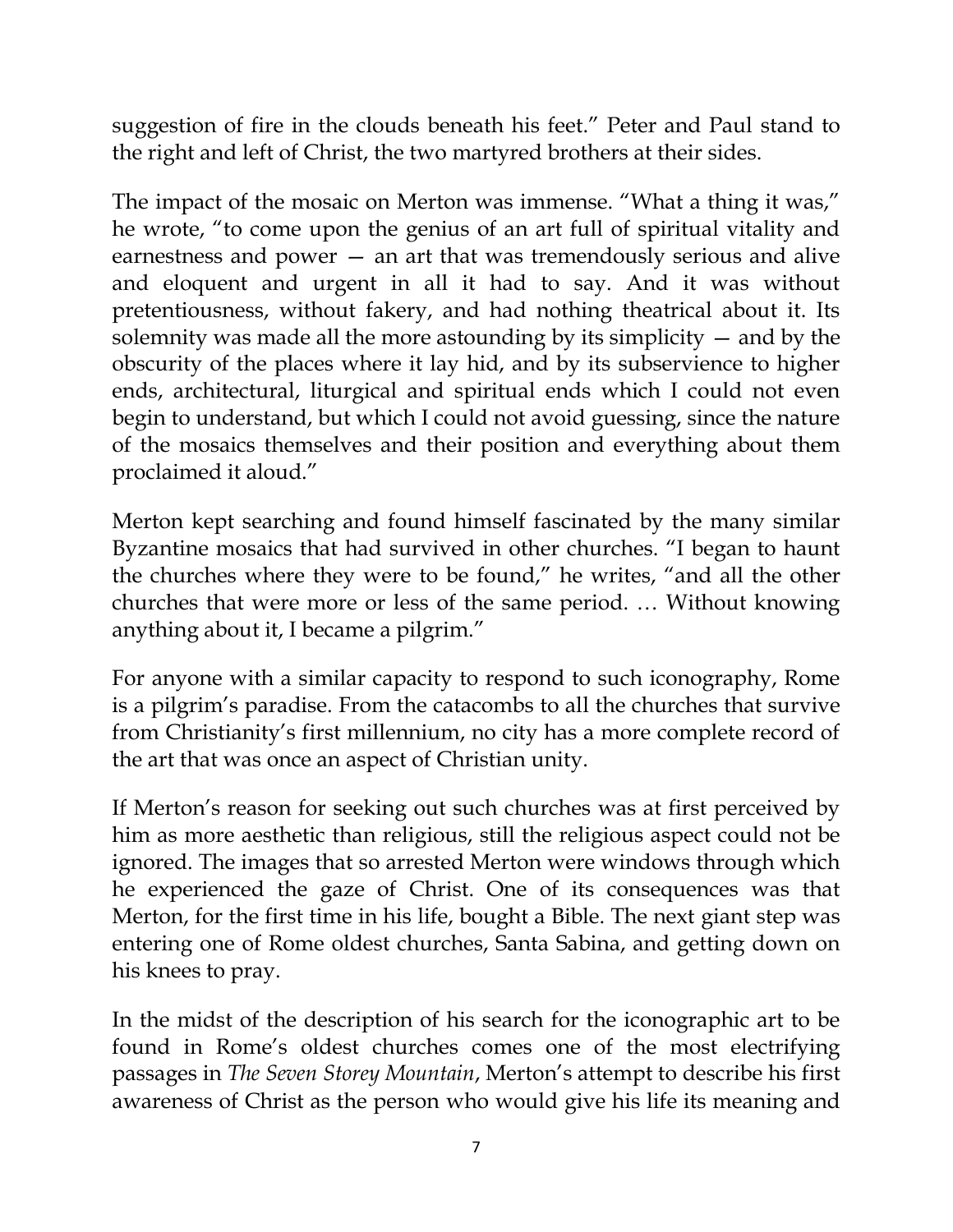suggestion of fire in the clouds beneath his feet." Peter and Paul stand to the right and left of Christ, the two martyred brothers at their sides.

The impact of the mosaic on Merton was immense. "What a thing it was," he wrote, "to come upon the genius of an art full of spiritual vitality and earnestness and power — an art that was tremendously serious and alive and eloquent and urgent in all it had to say. And it was without pretentiousness, without fakery, and had nothing theatrical about it. Its solemnity was made all the more astounding by its simplicity — and by the obscurity of the places where it lay hid, and by its subservience to higher ends, architectural, liturgical and spiritual ends which I could not even begin to understand, but which I could not avoid guessing, since the nature of the mosaics themselves and their position and everything about them proclaimed it aloud."

Merton kept searching and found himself fascinated by the many similar Byzantine mosaics that had survived in other churches. "I began to haunt the churches where they were to be found," he writes, "and all the other churches that were more or less of the same period. … Without knowing anything about it, I became a pilgrim."

For anyone with a similar capacity to respond to such iconography, Rome is a pilgrim's paradise. From the catacombs to all the churches that survive from Christianity's first millennium, no city has a more complete record of the art that was once an aspect of Christian unity.

If Merton's reason for seeking out such churches was at first perceived by him as more aesthetic than religious, still the religious aspect could not be ignored. The images that so arrested Merton were windows through which he experienced the gaze of Christ. One of its consequences was that Merton, for the first time in his life, bought a Bible. The next giant step was entering one of Rome oldest churches, Santa Sabina, and getting down on his knees to pray.

In the midst of the description of his search for the iconographic art to be found in Rome's oldest churches comes one of the most electrifying passages in *The Seven Storey Mountain*, Merton's attempt to describe his first awareness of Christ as the person who would give his life its meaning and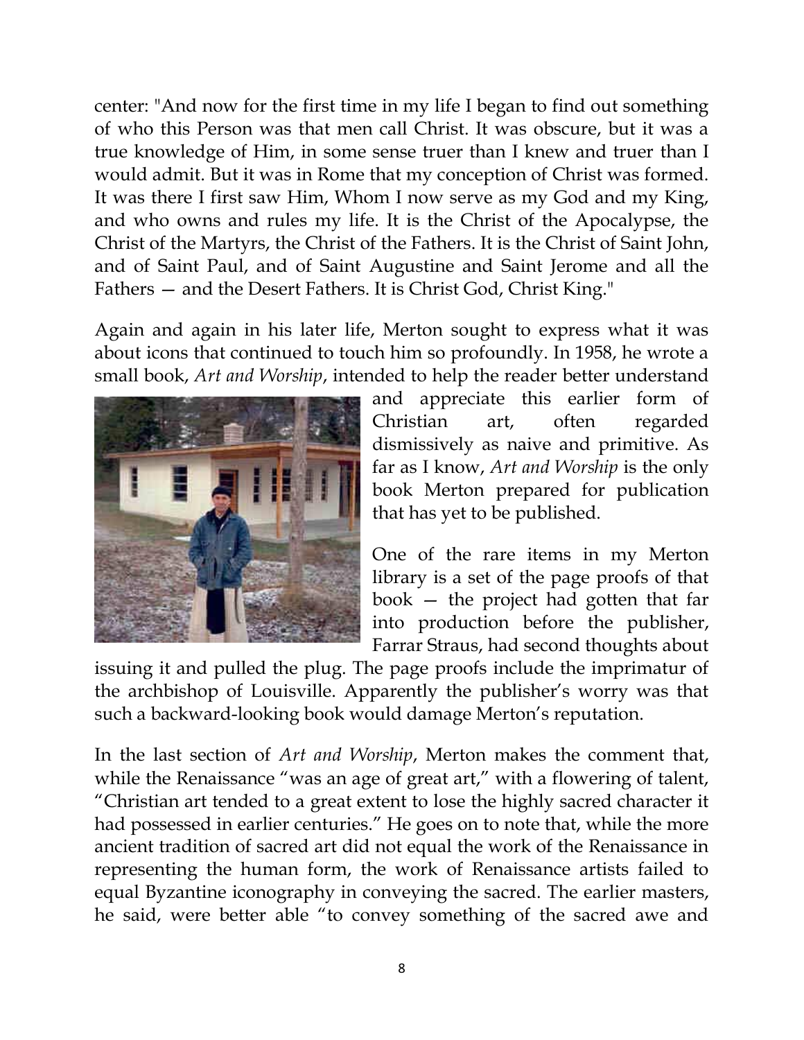center: "And now for the first time in my life I began to find out something of who this Person was that men call Christ. It was obscure, but it was a true knowledge of Him, in some sense truer than I knew and truer than I would admit. But it was in Rome that my conception of Christ was formed. It was there I first saw Him, Whom I now serve as my God and my King, and who owns and rules my life. It is the Christ of the Apocalypse, the Christ of the Martyrs, the Christ of the Fathers. It is the Christ of Saint John, and of Saint Paul, and of Saint Augustine and Saint Jerome and all the Fathers — and the Desert Fathers. It is Christ God, Christ King."

Again and again in his later life, Merton sought to express what it was about icons that continued to touch him so profoundly. In 1958, he wrote a small book, *Art and Worship*, intended to help the reader better understand and appreciate this earlier form of Christian art, often regarded dismissively as naive and primitive. As far as I know, *Art and Worship* is the only book Merton prepared for publication that has yet to be published.

One of the rare items in my Merton library is a set of the page proofs of that book — the project had gotten that far into production before the publisher, Farrar Straus, had second thoughts about issuing it and pulled the plug. The page proofs include the imprimatur of the archbishop of Louisville. Apparently the publisher's worry was that such a backward-looking book would damage Merton's reputation.

In the last section of *Art and Worship*, Merton makes the comment that, while the Renaissance "was an age of great art," with a flowering of talent, "Christian art tended to a great extent to lose the highly sacred character it had possessed in earlier centuries." He goes on to note that, while the more ancient tradition of sacred art did not equal the work of the Renaissance in representing the human form, the work of Renaissance artists failed to equal Byzantine iconography in conveying the sacred. The earlier masters, he said, were better able "to convey something of the sacred awe and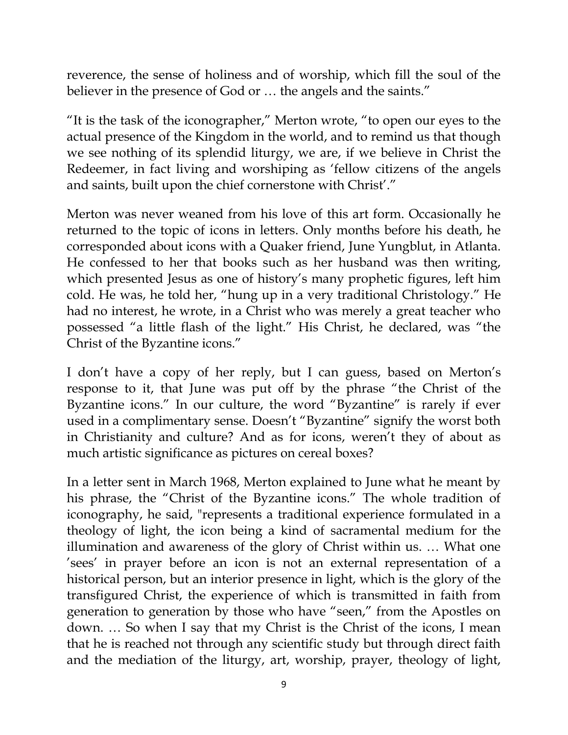reverence, the sense of holiness and of worship, which fill the soul of the believer in the presence of God or … the angels and the saints."

"It is the task of the iconographer," Merton wrote, "to open our eyes to the actual presence of the Kingdom in the world, and to remind us that though we see nothing of its splendid liturgy, we are, if we believe in Christ the Redeemer, in fact living and worshiping as 'fellow citizens of the angels and saints, built upon the chief cornerstone with Christ'."

Merton was never weaned from his love of this art form. Occasionally he returned to the topic of icons in letters. Only months before his death, he corresponded about icons with a Quaker friend, June Yungblut, in Atlanta. He confessed to her that books such as her husband was then writing, which presented Jesus as one of history's many prophetic figures, left him cold. He was, he told her, "hung up in a very traditional Christology." He had no interest, he wrote, in a Christ who was merely a great teacher who possessed "a little flash of the light." His Christ, he declared, was "the Christ of the Byzantine icons."

I don't have a copy of her reply, but I can guess, based on Merton's response to it, that June was put off by the phrase "the Christ of the Byzantine icons." In our culture, the word "Byzantine" is rarely if ever used in a complimentary sense. Doesn't "Byzantine" signify the worst both in Christianity and culture? And as for icons, weren't they of about as much artistic significance as pictures on cereal boxes?

In a letter sent in March 1968, Merton explained to June what he meant by his phrase, the "Christ of the Byzantine icons." The whole tradition of iconography, he said, "represents a traditional experience formulated in a theology of light, the icon being a kind of sacramental medium for the illumination and awareness of the glory of Christ within us. … What one 'sees' in prayer before an icon is not an external representation of a historical person, but an interior presence in light, which is the glory of the transfigured Christ, the experience of which is transmitted in faith from generation to generation by those who have "seen," from the Apostles on down. … So when I say that my Christ is the Christ of the icons, I mean that he is reached not through any scientific study but through direct faith and the mediation of the liturgy, art, worship, prayer, theology of light,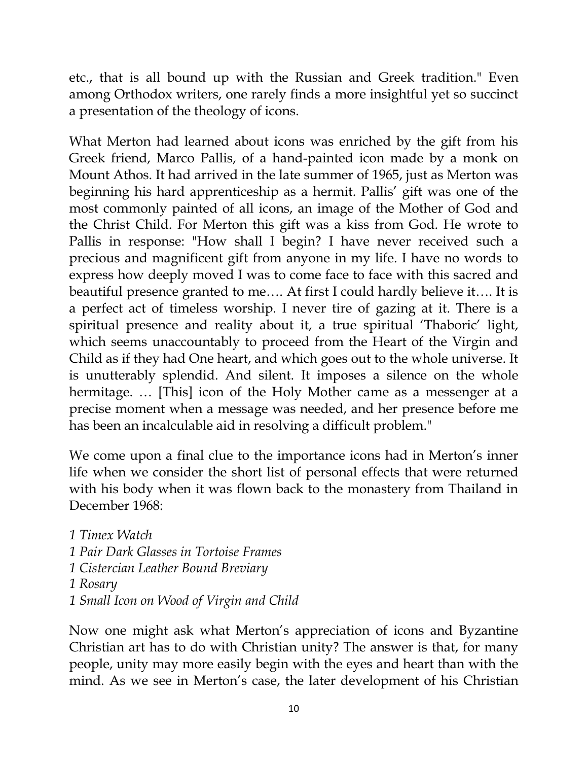etc., that is all bound up with the Russian and Greek tradition." Even among Orthodox writers, one rarely finds a more insightful yet so succinct a presentation of the theology of icons.

What Merton had learned about icons was enriched by the gift from his Greek friend, Marco Pallis, of a hand-painted icon made by a monk on Mount Athos. It had arrived in the late summer of 1965, just as Merton was beginning his hard apprenticeship as a hermit. Pallis' gift was one of the most commonly painted of all icons, an image of the Mother of God and the Christ Child. For Merton this gift was a kiss from God. He wrote to Pallis in response: "How shall I begin? I have never received such a precious and magnificent gift from anyone in my life. I have no words to express how deeply moved I was to come face to face with this sacred and beautiful presence granted to me…. At first I could hardly believe it…. It is a perfect act of timeless worship. I never tire of gazing at it. There is a spiritual presence and reality about it, a true spiritual 'Thaboric' light, which seems unaccountably to proceed from the Heart of the Virgin and Child as if they had One heart, and which goes out to the whole universe. It is unutterably splendid. And silent. It imposes a silence on the whole hermitage. … [This] icon of the Holy Mother came as a messenger at a precise moment when a message was needed, and her presence before me has been an incalculable aid in resolving a difficult problem."

We come upon a final clue to the importance icons had in Merton's inner life when we consider the short list of personal effects that were returned with his body when it was flown back to the monastery from Thailand in December 1968:

*1 Timex Watch*
*1 Pair Dark Glasses in Tortoise Frames*
*1 Cistercian Leather Bound Breviary*
*1 Rosary*
*1 Small Icon on Wood of Virgin and Child*

Now one might ask what Merton's appreciation of icons and Byzantine Christian art has to do with Christian unity? The answer is that, for many people, unity may more easily begin with the eyes and heart than with the mind. As we see in Merton's case, the later development of his Christian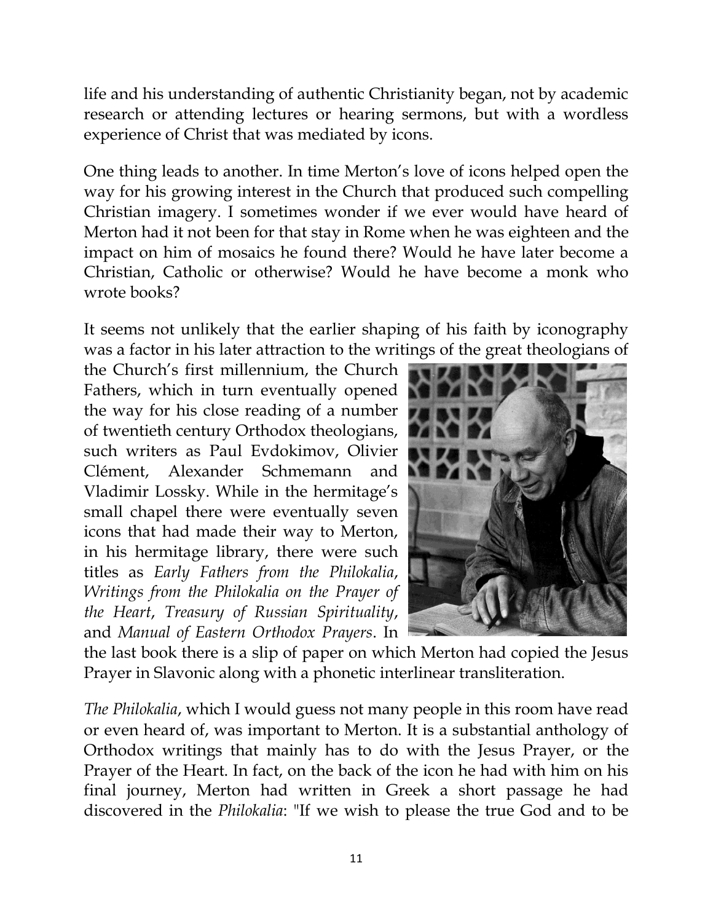life and his understanding of authentic Christianity began, not by academic research or attending lectures or hearing sermons, but with a wordless experience of Christ that was mediated by icons.

One thing leads to another. In time Merton's love of icons helped open the way for his growing interest in the Church that produced such compelling Christian imagery. I sometimes wonder if we ever would have heard of Merton had it not been for that stay in Rome when he was eighteen and the impact on him of mosaics he found there? Would he have later become a Christian, Catholic or otherwise? Would he have become a monk who wrote books?

It seems not unlikely that the earlier shaping of his faith by iconography was a factor in his later attraction to the writings of the great theologians of the Church's first millennium, the Church Fathers, which in turn eventually opened the way for his close reading of a number of twentieth century Orthodox theologians, such writers as Paul Evdokimov, Olivier Clément, Alexander Schmemann and Vladimir Lossky. While in the hermitage's small chapel there were eventually seven icons that had made their way to Merton, in his hermitage library, there were such titles as *Early Fathers from the Philokalia*, *Writings from the Philokalia on the Prayer of the Heart*, *Treasury of Russian Spirituality*, and *Manual of Eastern Orthodox Prayers*. In the last book there is a slip of paper on which Merton had copied the Jesus Prayer in Slavonic along with a phonetic interlinear transliteration.

*The Philokalia*, which I would guess not many people in this room have read or even heard of, was important to Merton. It is a substantial anthology of Orthodox writings that mainly has to do with the Jesus Prayer, or the Prayer of the Heart. In fact, on the back of the icon he had with him on his final journey, Merton had written in Greek a short passage he had discovered in the *Philokalia*: "If we wish to please the true God and to be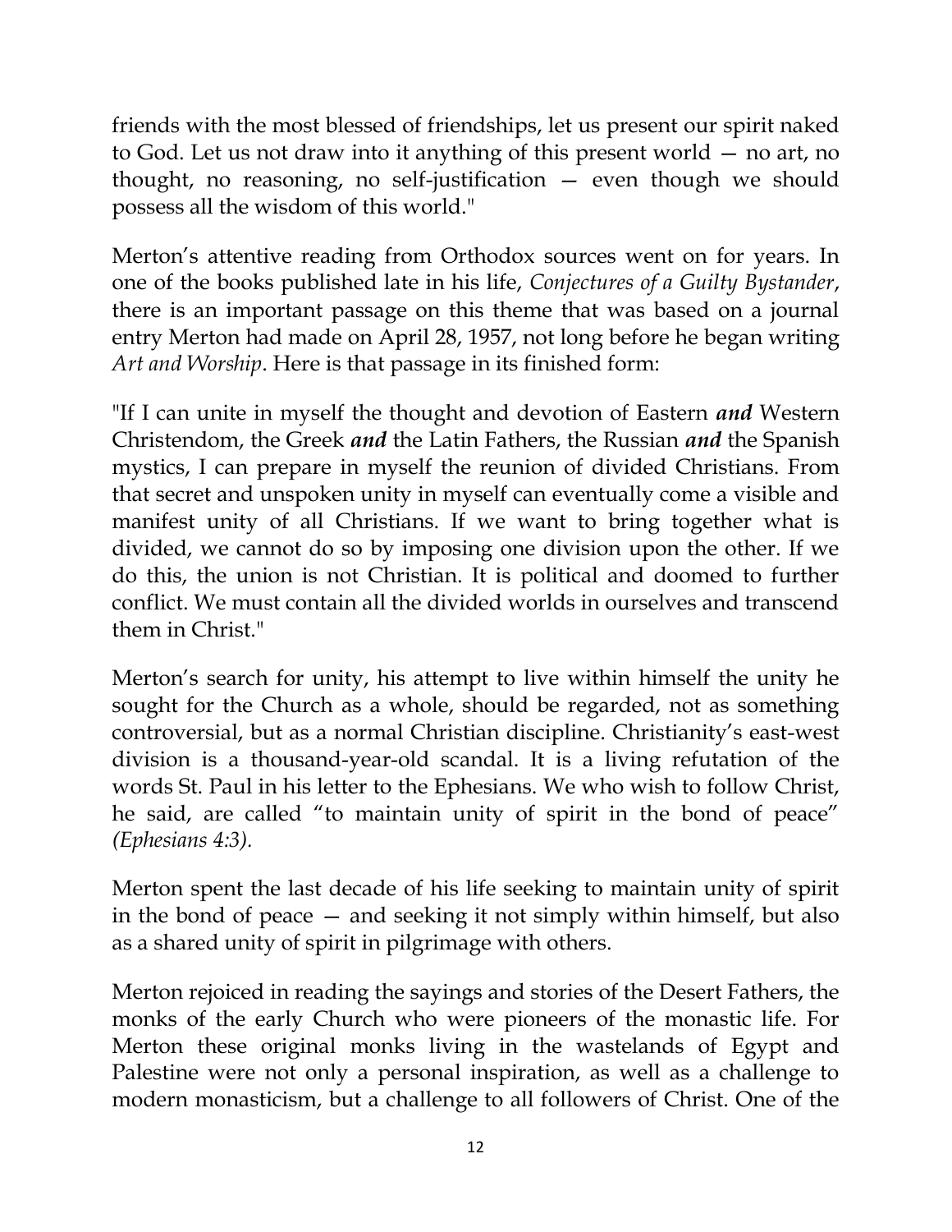friends with the most blessed of friendships, let us present our spirit naked to God. Let us not draw into it anything of this present world — no art, no thought, no reasoning, no self-justification — even though we should possess all the wisdom of this world."

Merton's attentive reading from Orthodox sources went on for years. In one of the books published late in his life, *Conjectures of a Guilty Bystander*, there is an important passage on this theme that was based on a journal entry Merton had made on April 28, 1957, not long before he began writing *Art and Worship*. Here is that passage in its finished form:

"If I can unite in myself the thought and devotion of Eastern ***and*** Western Christendom, the Greek ***and*** the Latin Fathers, the Russian ***and*** the Spanish mystics, I can prepare in myself the reunion of divided Christians. From that secret and unspoken unity in myself can eventually come a visible and manifest unity of all Christians. If we want to bring together what is divided, we cannot do so by imposing one division upon the other. If we do this, the union is not Christian. It is political and doomed to further conflict. We must contain all the divided worlds in ourselves and transcend them in Christ."

Merton's search for unity, his attempt to live within himself the unity he sought for the Church as a whole, should be regarded, not as something controversial, but as a normal Christian discipline. Christianity's east-west division is a thousand-year-old scandal. It is a living refutation of the words St. Paul in his letter to the Ephesians. We who wish to follow Christ, he said, are called "to maintain unity of spirit in the bond of peace" *(Ephesians 4:3).*

Merton spent the last decade of his life seeking to maintain unity of spirit in the bond of peace — and seeking it not simply within himself, but also as a shared unity of spirit in pilgrimage with others.

Merton rejoiced in reading the sayings and stories of the Desert Fathers, the monks of the early Church who were pioneers of the monastic life. For Merton these original monks living in the wastelands of Egypt and Palestine were not only a personal inspiration, as well as a challenge to modern monasticism, but a challenge to all followers of Christ. One of the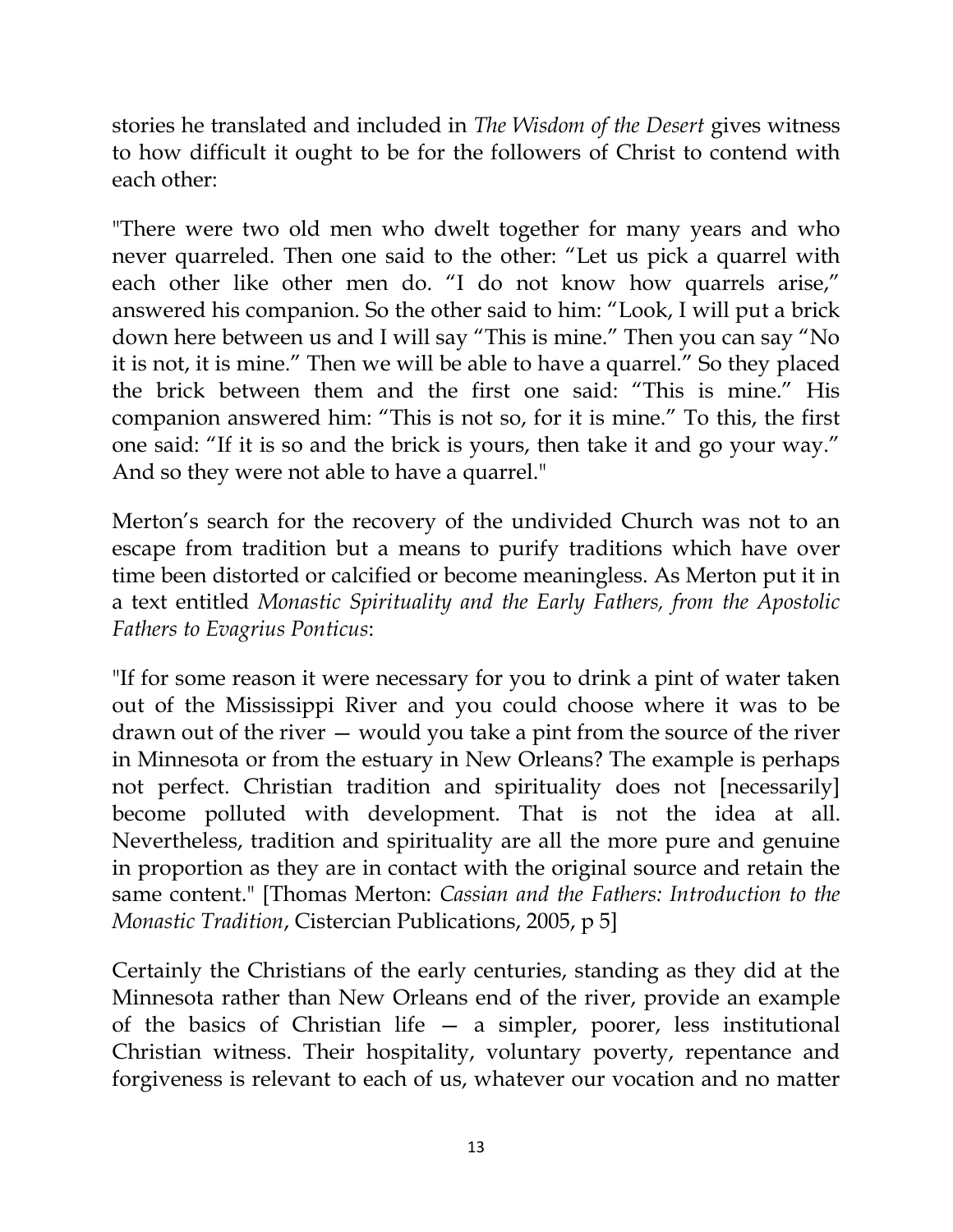stories he translated and included in *The Wisdom of the Desert* gives witness to how difficult it ought to be for the followers of Christ to contend with each other:

"There were two old men who dwelt together for many years and who never quarreled. Then one said to the other: "Let us pick a quarrel with each other like other men do. "I do not know how quarrels arise," answered his companion. So the other said to him: "Look, I will put a brick down here between us and I will say "This is mine." Then you can say "No it is not, it is mine." Then we will be able to have a quarrel." So they placed the brick between them and the first one said: "This is mine." His companion answered him: "This is not so, for it is mine." To this, the first one said: "If it is so and the brick is yours, then take it and go your way." And so they were not able to have a quarrel."

Merton's search for the recovery of the undivided Church was not to an escape from tradition but a means to purify traditions which have over time been distorted or calcified or become meaningless. As Merton put it in a text entitled *Monastic Spirituality and the Early Fathers, from the Apostolic Fathers to Evagrius Ponticus*:

"If for some reason it were necessary for you to drink a pint of water taken out of the Mississippi River and you could choose where it was to be drawn out of the river — would you take a pint from the source of the river in Minnesota or from the estuary in New Orleans? The example is perhaps not perfect. Christian tradition and spirituality does not [necessarily] become polluted with development. That is not the idea at all. Nevertheless, tradition and spirituality are all the more pure and genuine in proportion as they are in contact with the original source and retain the same content." [Thomas Merton: *Cassian and the Fathers: Introduction to the Monastic Tradition*, Cistercian Publications, 2005, p 5]

Certainly the Christians of the early centuries, standing as they did at the Minnesota rather than New Orleans end of the river, provide an example of the basics of Christian life — a simpler, poorer, less institutional Christian witness. Their hospitality, voluntary poverty, repentance and forgiveness is relevant to each of us, whatever our vocation and no matter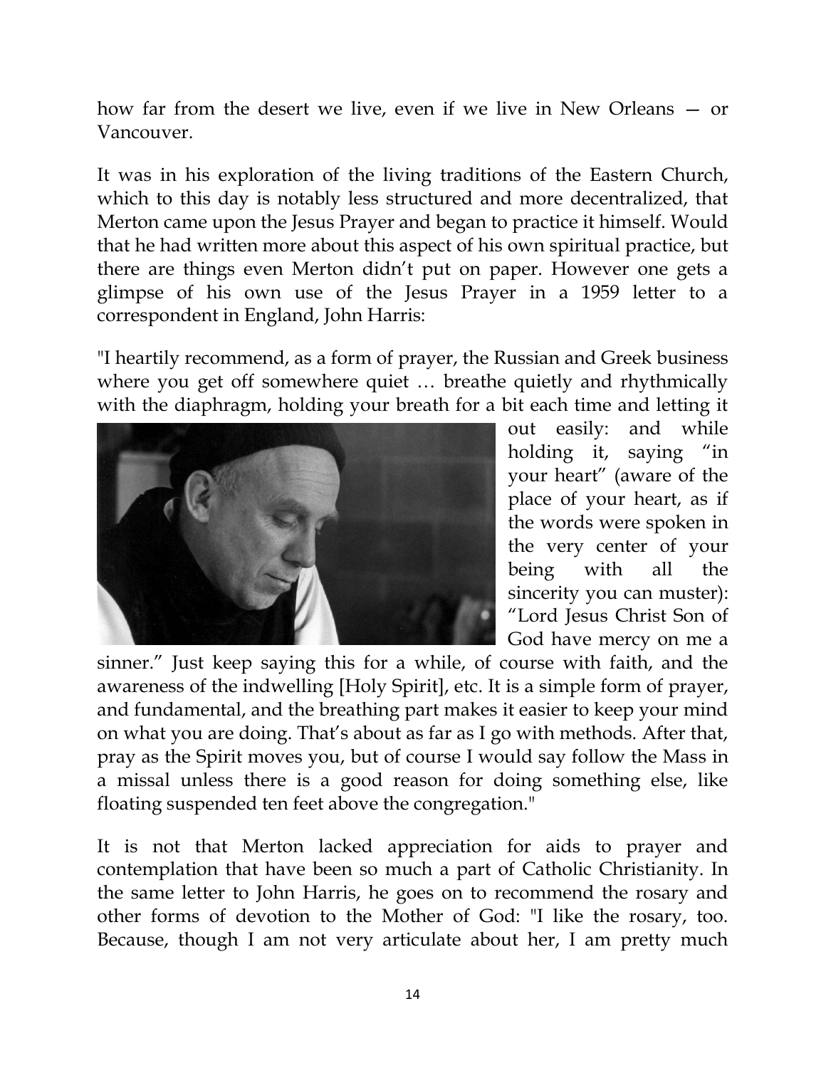how far from the desert we live, even if we live in New Orleans — or Vancouver.

It was in his exploration of the living traditions of the Eastern Church, which to this day is notably less structured and more decentralized, that Merton came upon the Jesus Prayer and began to practice it himself. Would that he had written more about this aspect of his own spiritual practice, but there are things even Merton didn't put on paper. However one gets a glimpse of his own use of the Jesus Prayer in a 1959 letter to a correspondent in England, John Harris:

"I heartily recommend, as a form of prayer, the Russian and Greek business where you get off somewhere quiet … breathe quietly and rhythmically with the diaphragm, holding your breath for a bit each time and letting it out easily: and while holding it, saying "in your heart" (aware of the place of your heart, as if the words were spoken in the very center of your being with all the sincerity you can muster): "Lord Jesus Christ Son of God have mercy on me a sinner." Just keep saying this for a while, of course with faith, and the awareness of the indwelling [Holy Spirit], etc. It is a simple form of prayer, and fundamental, and the breathing part makes it easier to keep your mind on what you are doing. That's about as far as I go with methods. After that, pray as the Spirit moves you, but of course I would say follow the Mass in a missal unless there is a good reason for doing something else, like floating suspended ten feet above the congregation."

It is not that Merton lacked appreciation for aids to prayer and contemplation that have been so much a part of Catholic Christianity. In the same letter to John Harris, he goes on to recommend the rosary and other forms of devotion to the Mother of God: "I like the rosary, too. Because, though I am not very articulate about her, I am pretty much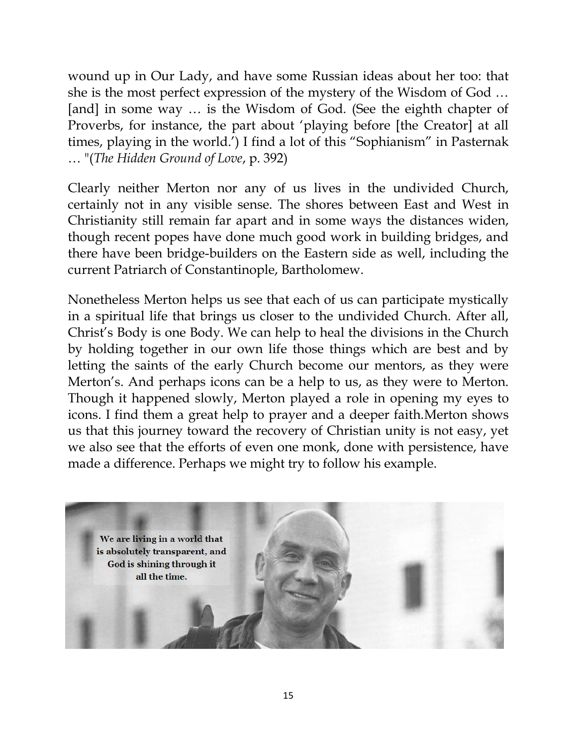wound up in Our Lady, and have some Russian ideas about her too: that she is the most perfect expression of the mystery of the Wisdom of God … [and] in some way … is the Wisdom of God. (See the eighth chapter of Proverbs, for instance, the part about 'playing before [the Creator] at all times, playing in the world.') I find a lot of this "Sophianism" in Pasternak … "(*The Hidden Ground of Love*, p. 392)

Clearly neither Merton nor any of us lives in the undivided Church, certainly not in any visible sense. The shores between East and West in Christianity still remain far apart and in some ways the distances widen, though recent popes have done much good work in building bridges, and there have been bridge-builders on the Eastern side as well, including the current Patriarch of Constantinople, Bartholomew.

Nonetheless Merton helps us see that each of us can participate mystically in a spiritual life that brings us closer to the undivided Church. After all, Christ's Body is one Body. We can help to heal the divisions in the Church by holding together in our own life those things which are best and by letting the saints of the early Church become our mentors, as they were Merton's. And perhaps icons can be a help to us, as they were to Merton. Though it happened slowly, Merton played a role in opening my eyes to icons. I find them a great help to prayer and a deeper faith.Merton shows us that this journey toward the recovery of Christian unity is not easy, yet we also see that the efforts of even one monk, done with persistence, have made a difference. Perhaps we might try to follow his example.